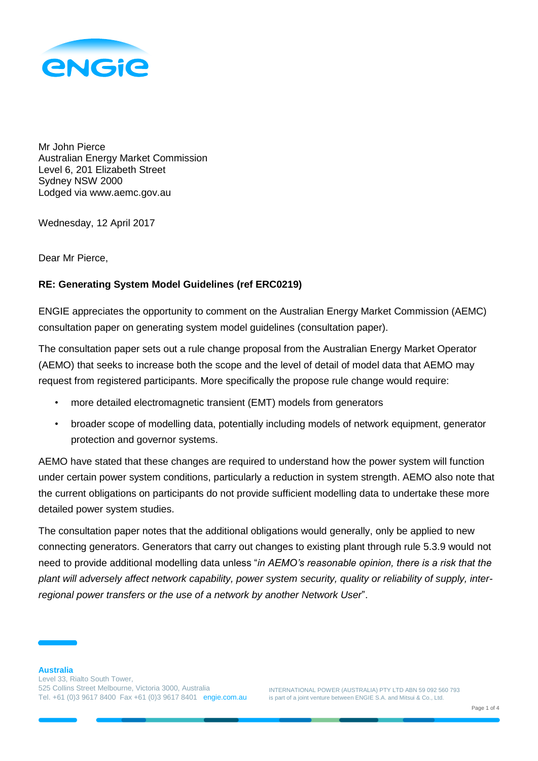Mr John Pierce
Australian Energy Market Commission
Level 6, 201 Elizabeth Street
Sydney NSW 2000
Lodged via www.aemc.gov.au

Wednesday, 12 April 2017

Dear Mr Pierce,

**RE: Generating System Model Guidelines (ref ERC0219)**

ENGIE appreciates the opportunity to comment on the Australian Energy Market Commission (AEMC) consultation paper on generating system model guidelines (consultation paper).

The consultation paper sets out a rule change proposal from the Australian Energy Market Operator (AEMO) that seeks to increase both the scope and the level of detail of model data that AEMO may request from registered participants. More specifically the propose rule change would require:

- more detailed electromagnetic transient (EMT) models from generators
- broader scope of modelling data, potentially including models of network equipment, generator protection and governor systems.

AEMO have stated that these changes are required to understand how the power system will function under certain power system conditions, particularly a reduction in system strength. AEMO also note that the current obligations on participants do not provide sufficient modelling data to undertake these more detailed power system studies.

The consultation paper notes that the additional obligations would generally, only be applied to new connecting generators. Generators that carry out changes to existing plant through rule 5.3.9 would not need to provide additional modelling data unless "*in AEMO's reasonable opinion, there is a risk that the plant will adversely affect network capability, power system security, quality or reliability of supply, inter-regional power transfers or the use of a network by another Network User*".

**Australia**
Level 33, Rialto South Tower,
525 Collins Street Melbourne, Victoria 3000, Australia
Tel. +61 (0)3 9617 8400 Fax +61 (0)3 9617 8401 engie.com.au

INTERNATIONAL POWER (AUSTRALIA) PTY LTD ABN 59 092 560 793
is part of a joint venture between ENGIE S.A. and Mitsui & Co., Ltd.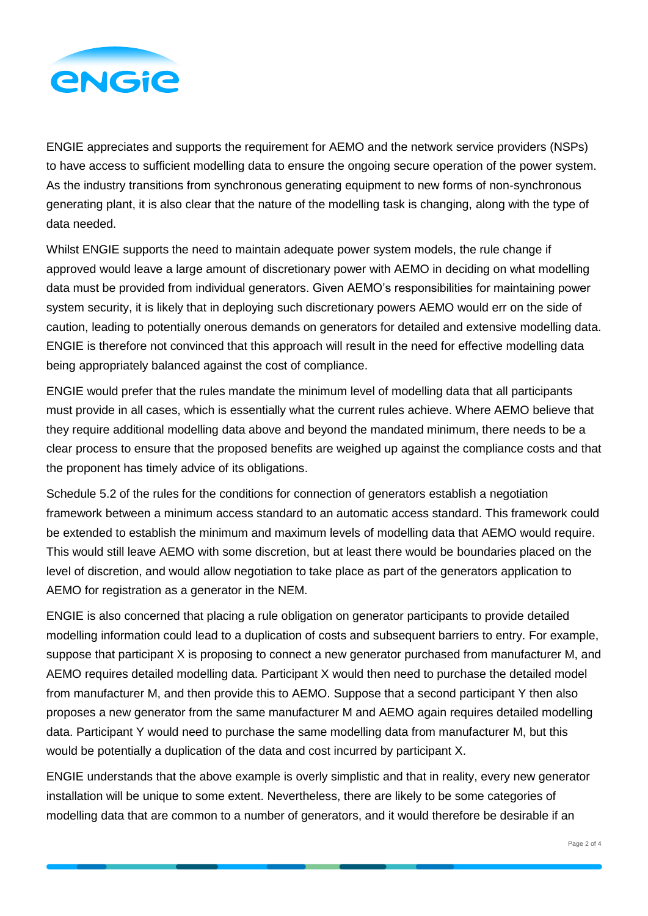ENGIE appreciates and supports the requirement for AEMO and the network service providers (NSPs) to have access to sufficient modelling data to ensure the ongoing secure operation of the power system. As the industry transitions from synchronous generating equipment to new forms of non-synchronous generating plant, it is also clear that the nature of the modelling task is changing, along with the type of data needed.

Whilst ENGIE supports the need to maintain adequate power system models, the rule change if approved would leave a large amount of discretionary power with AEMO in deciding on what modelling data must be provided from individual generators. Given AEMO's responsibilities for maintaining power system security, it is likely that in deploying such discretionary powers AEMO would err on the side of caution, leading to potentially onerous demands on generators for detailed and extensive modelling data. ENGIE is therefore not convinced that this approach will result in the need for effective modelling data being appropriately balanced against the cost of compliance.

ENGIE would prefer that the rules mandate the minimum level of modelling data that all participants must provide in all cases, which is essentially what the current rules achieve. Where AEMO believe that they require additional modelling data above and beyond the mandated minimum, there needs to be a clear process to ensure that the proposed benefits are weighed up against the compliance costs and that the proponent has timely advice of its obligations.

Schedule 5.2 of the rules for the conditions for connection of generators establish a negotiation framework between a minimum access standard to an automatic access standard. This framework could be extended to establish the minimum and maximum levels of modelling data that AEMO would require. This would still leave AEMO with some discretion, but at least there would be boundaries placed on the level of discretion, and would allow negotiation to take place as part of the generators application to AEMO for registration as a generator in the NEM.

ENGIE is also concerned that placing a rule obligation on generator participants to provide detailed modelling information could lead to a duplication of costs and subsequent barriers to entry. For example, suppose that participant X is proposing to connect a new generator purchased from manufacturer M, and AEMO requires detailed modelling data. Participant X would then need to purchase the detailed model from manufacturer M, and then provide this to AEMO. Suppose that a second participant Y then also proposes a new generator from the same manufacturer M and AEMO again requires detailed modelling data. Participant Y would need to purchase the same modelling data from manufacturer M, but this would be potentially a duplication of the data and cost incurred by participant X.

ENGIE understands that the above example is overly simplistic and that in reality, every new generator installation will be unique to some extent. Nevertheless, there are likely to be some categories of modelling data that are common to a number of generators, and it would therefore be desirable if an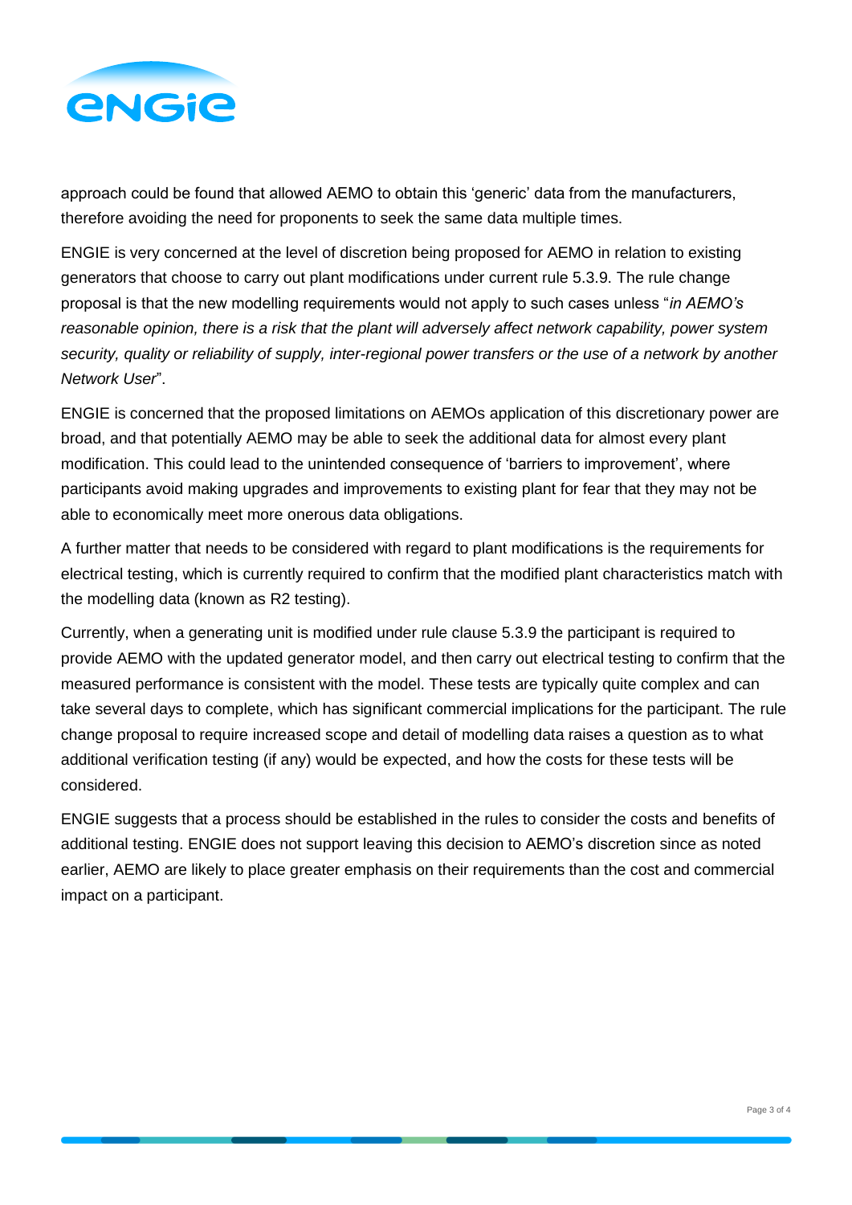approach could be found that allowed AEMO to obtain this 'generic' data from the manufacturers, therefore avoiding the need for proponents to seek the same data multiple times.

ENGIE is very concerned at the level of discretion being proposed for AEMO in relation to existing generators that choose to carry out plant modifications under current rule 5.3.9. The rule change proposal is that the new modelling requirements would not apply to such cases unless "*in AEMO's reasonable opinion, there is a risk that the plant will adversely affect network capability, power system security, quality or reliability of supply, inter-regional power transfers or the use of a network by another Network User*".

ENGIE is concerned that the proposed limitations on AEMOs application of this discretionary power are broad, and that potentially AEMO may be able to seek the additional data for almost every plant modification. This could lead to the unintended consequence of 'barriers to improvement', where participants avoid making upgrades and improvements to existing plant for fear that they may not be able to economically meet more onerous data obligations.

A further matter that needs to be considered with regard to plant modifications is the requirements for electrical testing, which is currently required to confirm that the modified plant characteristics match with the modelling data (known as R2 testing).

Currently, when a generating unit is modified under rule clause 5.3.9 the participant is required to provide AEMO with the updated generator model, and then carry out electrical testing to confirm that the measured performance is consistent with the model. These tests are typically quite complex and can take several days to complete, which has significant commercial implications for the participant. The rule change proposal to require increased scope and detail of modelling data raises a question as to what additional verification testing (if any) would be expected, and how the costs for these tests will be considered.

ENGIE suggests that a process should be established in the rules to consider the costs and benefits of additional testing. ENGIE does not support leaving this decision to AEMO's discretion since as noted earlier, AEMO are likely to place greater emphasis on their requirements than the cost and commercial impact on a participant.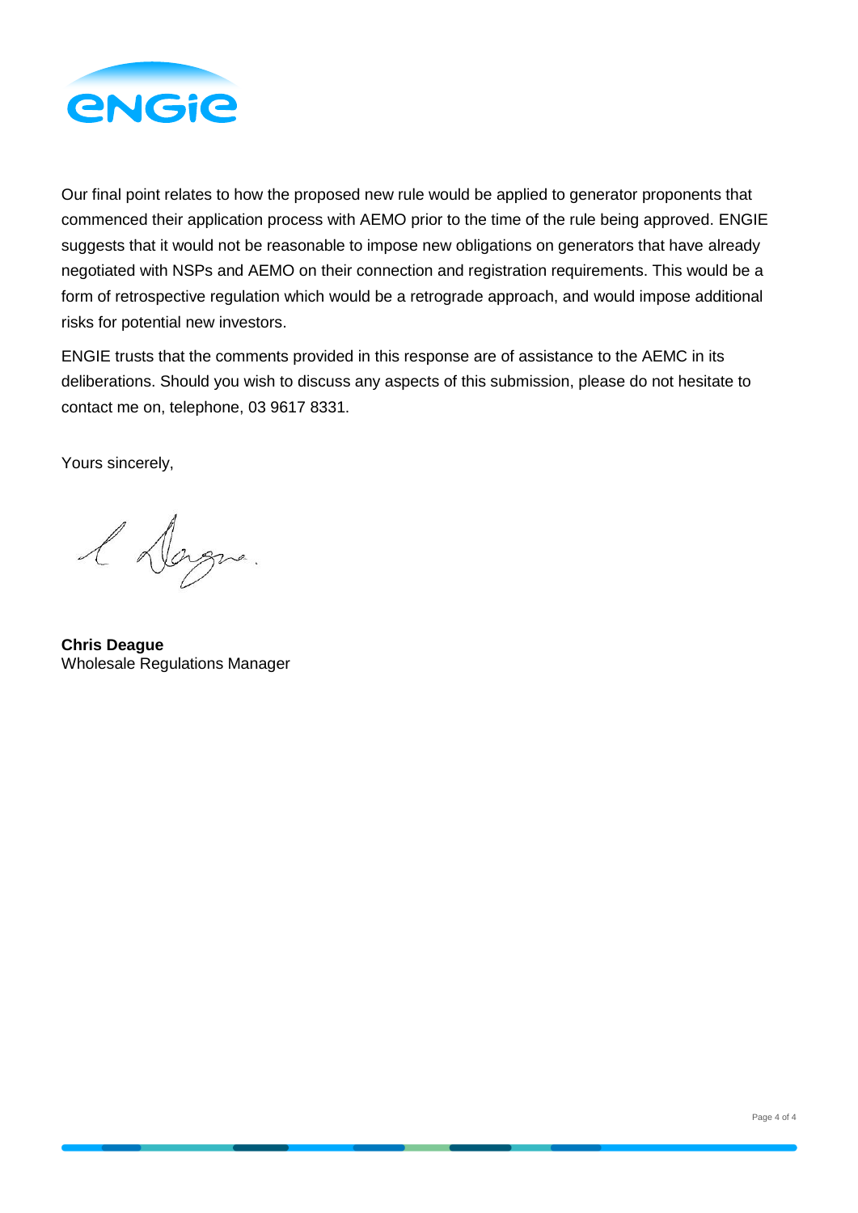Our final point relates to how the proposed new rule would be applied to generator proponents that commenced their application process with AEMO prior to the time of the rule being approved. ENGIE suggests that it would not be reasonable to impose new obligations on generators that have already negotiated with NSPs and AEMO on their connection and registration requirements. This would be a form of retrospective regulation which would be a retrograde approach, and would impose additional risks for potential new investors.

ENGIE trusts that the comments provided in this response are of assistance to the AEMC in its deliberations. Should you wish to discuss any aspects of this submission, please do not hesitate to contact me on, telephone, 03 9617 8331.

Yours sincerely,

**Chris Deague**
Wholesale Regulations Manager